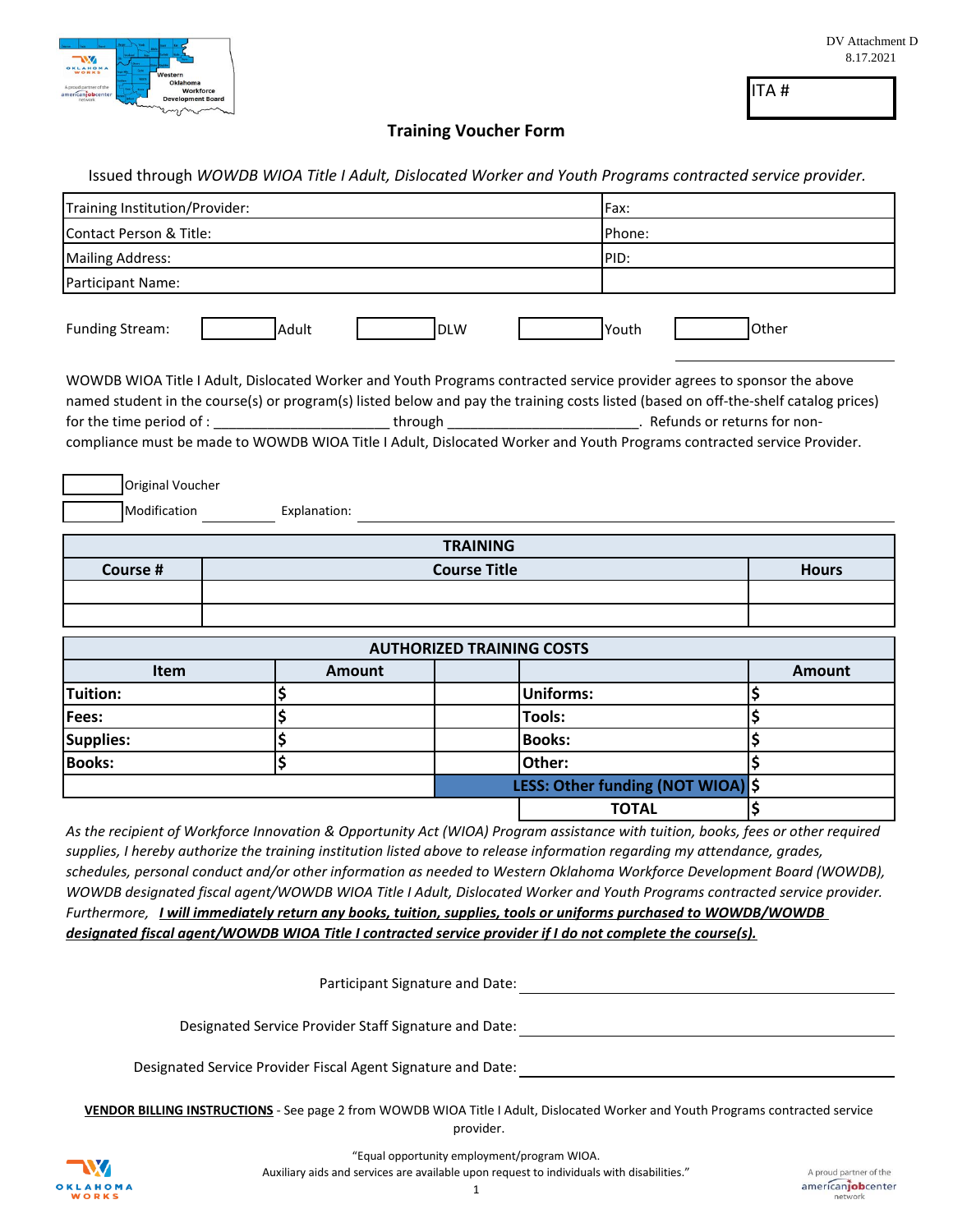DV Attachment D
8.17.2021

ITA #

# Training Voucher Form

Issued through *WOWDB WIOA Title I Adult, Dislocated Worker and Youth Programs contracted service provider.*

| Training Institution/Provider: | Fax: |
|---|---|
| Contact Person & Title: | Phone: |
| Mailing Address: | PID: |
| Participant Name: | |

Funding Stream: ☐ Adult ☐ DLW ☐ Youth ☐ Other ____________

WOWDB WIOA Title I Adult, Dislocated Worker and Youth Programs contracted service provider agrees to sponsor the above named student in the course(s) or program(s) listed below and pay the training costs listed (based on off-the-shelf catalog prices) for the time period of : ______________________ through _________________________. Refunds or returns for non-compliance must be made to WOWDB WIOA Title I Adult, Dislocated Worker and Youth Programs contracted service Provider.

☐ Original Voucher
☐ Modification ________ Explanation: ______________________________________________

| TRAINING | | |
|---|---|---|
| **Course #** | **Course Title** | **Hours** |
| | | |
| | | |

| AUTHORIZED TRAINING COSTS | | | | |
|---|---|---|---|---|
| **Item** | **Amount** | | | **Amount** |
| **Tuition:** | $ | | **Uniforms:** | $ |
| **Fees:** | $ | | **Tools:** | $ |
| **Supplies:** | $ | | **Books:** | $ |
| **Books:** | $ | | **Other:** | $ |
| | | | **LESS: Other funding (NOT WIOA)** | $ |
| | | | **TOTAL** | $ |

*As the recipient of Workforce Innovation & Opportunity Act (WIOA) Program assistance with tuition, books, fees or other required supplies, I hereby authorize the training institution listed above to release information regarding my attendance, grades, schedules, personal conduct and/or other information as needed to Western Oklahoma Workforce Development Board (WOWDB), WOWDB designated fiscal agent/WOWDB WIOA Title I Adult, Dislocated Worker and Youth Programs contracted service provider. Furthermore,* ***I will immediately return any books, tuition, supplies, tools or uniforms purchased to WOWDB/WOWDB designated fiscal agent/WOWDB WIOA Title I contracted service provider if I do not complete the course(s).***

Participant Signature and Date: ______________________________

Designated Service Provider Staff Signature and Date: ______________________________

Designated Service Provider Fiscal Agent Signature and Date: ______________________________

**VENDOR BILLING INSTRUCTIONS** - See page 2 from WOWDB WIOA Title I Adult, Dislocated Worker and Youth Programs contracted service provider.

"Equal opportunity employment/program WIOA.
Auxiliary aids and services are available upon request to individuals with disabilities."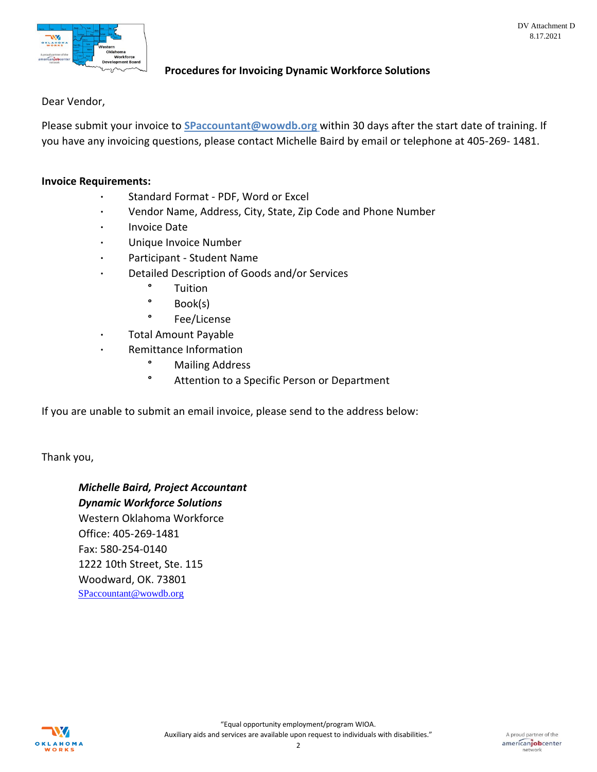DV Attachment D
8.17.2021

## Procedures for Invoicing Dynamic Workforce Solutions

Dear Vendor,

Please submit your invoice to **SPaccountant@wowdb.org** within 30 days after the start date of training. If you have any invoicing questions, please contact Michelle Baird by email or telephone at 405-269- 1481.

**Invoice Requirements:**

- Standard Format - PDF, Word or Excel
- Vendor Name, Address, City, State, Zip Code and Phone Number
- Invoice Date
- Unique Invoice Number
- Participant - Student Name
- Detailed Description of Goods and/or Services
  - Tuition
  - Book(s)
  - Fee/License
- Total Amount Payable
- Remittance Information
  - Mailing Address
  - Attention to a Specific Person or Department

If you are unable to submit an email invoice, please send to the address below:

Thank you,

***Michelle Baird, Project Accountant***
***Dynamic Workforce Solutions***
Western Oklahoma Workforce
Office: 405-269-1481
Fax: 580-254-0140
1222 10th Street, Ste. 115
Woodward, OK. 73801
SPaccountant@wowdb.org

"Equal opportunity employment/program WIOA.
Auxiliary aids and services are available upon request to individuals with disabilities."